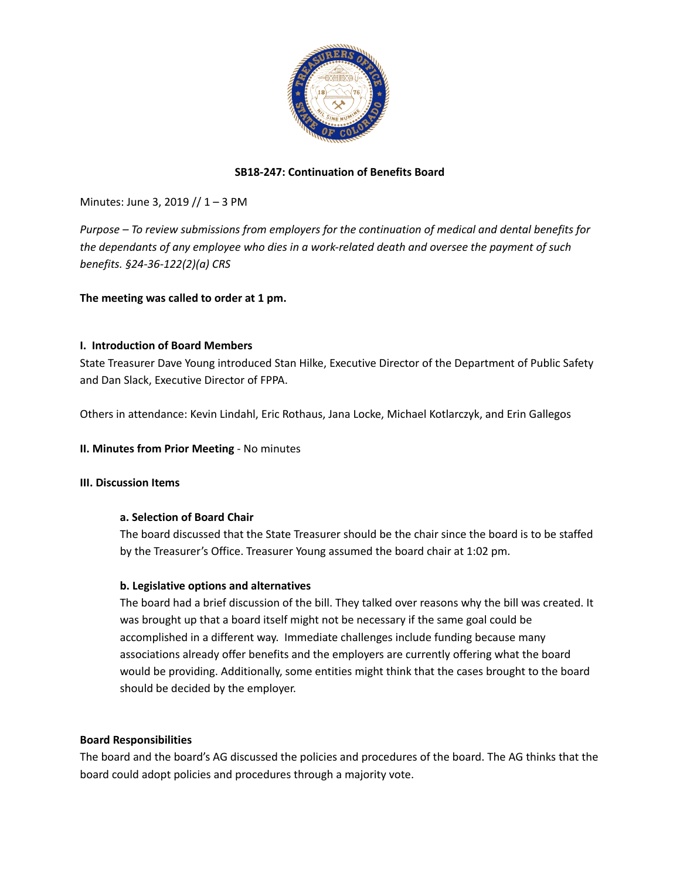**SB18-247: Continuation of Benefits Board**

Minutes: June 3, 2019 // 1 – 3 PM

*Purpose – To review submissions from employers for the continuation of medical and dental benefits for the dependants of any employee who dies in a work-related death and oversee the payment of such benefits. §24-36-122(2)(a) CRS*

**The meeting was called to order at 1 pm.**

**I. Introduction of Board Members**

State Treasurer Dave Young introduced Stan Hilke, Executive Director of the Department of Public Safety and Dan Slack, Executive Director of FPPA.

Others in attendance: Kevin Lindahl, Eric Rothaus, Jana Locke, Michael Kotlarczyk, and Erin Gallegos

**II. Minutes from Prior Meeting** - No minutes

**III. Discussion Items**

**a. Selection of Board Chair**

The board discussed that the State Treasurer should be the chair since the board is to be staffed by the Treasurer's Office. Treasurer Young assumed the board chair at 1:02 pm.

**b. Legislative options and alternatives**

The board had a brief discussion of the bill. They talked over reasons why the bill was created. It was brought up that a board itself might not be necessary if the same goal could be accomplished in a different way. Immediate challenges include funding because many associations already offer benefits and the employers are currently offering what the board would be providing. Additionally, some entities might think that the cases brought to the board should be decided by the employer.

**Board Responsibilities**

The board and the board's AG discussed the policies and procedures of the board. The AG thinks that the board could adopt policies and procedures through a majority vote.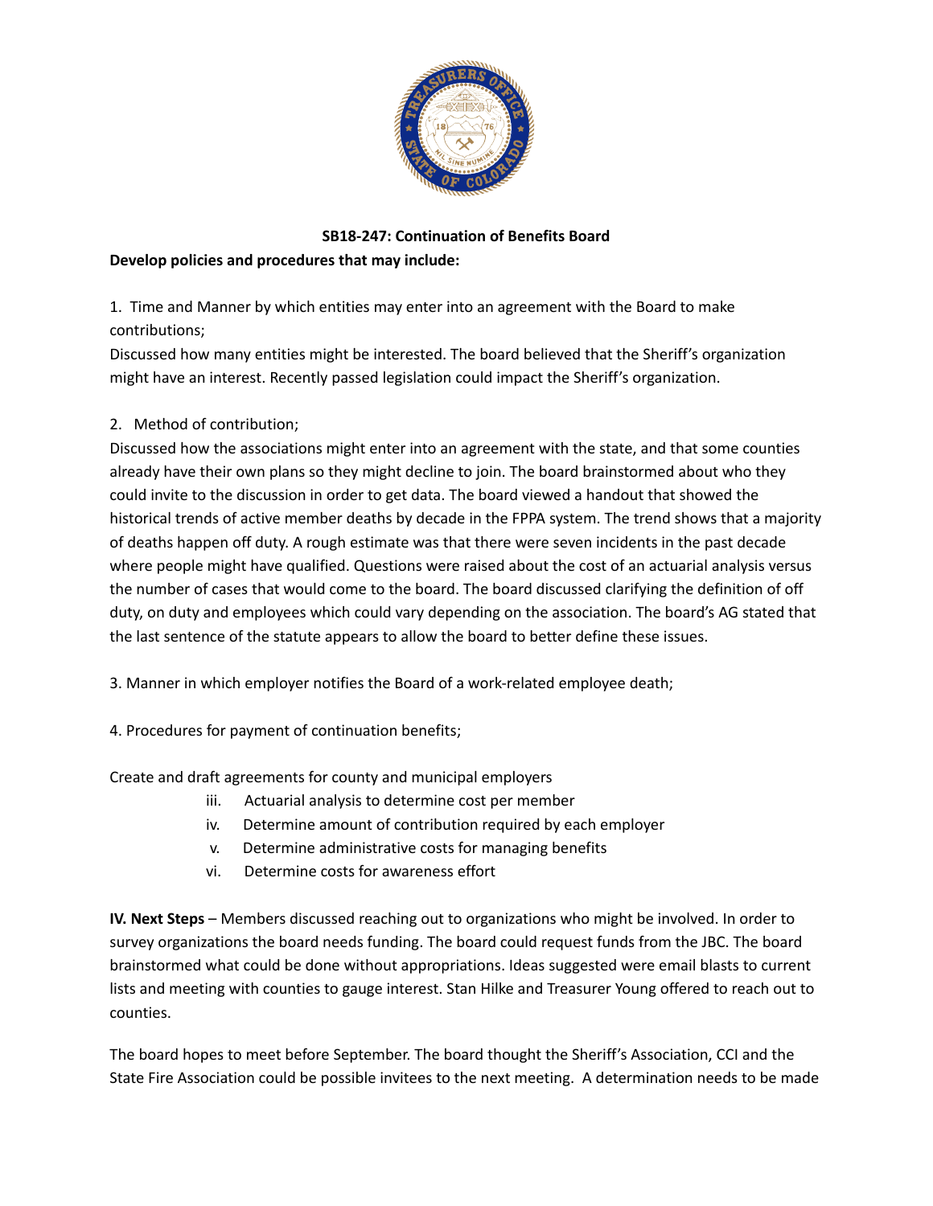**SB18-247: Continuation of Benefits Board**

**Develop policies and procedures that may include:**

1. Time and Manner by which entities may enter into an agreement with the Board to make contributions;

Discussed how many entities might be interested. The board believed that the Sheriff's organization might have an interest. Recently passed legislation could impact the Sheriff's organization.

2. Method of contribution;

Discussed how the associations might enter into an agreement with the state, and that some counties already have their own plans so they might decline to join. The board brainstormed about who they could invite to the discussion in order to get data. The board viewed a handout that showed the historical trends of active member deaths by decade in the FPPA system. The trend shows that a majority of deaths happen off duty. A rough estimate was that there were seven incidents in the past decade where people might have qualified. Questions were raised about the cost of an actuarial analysis versus the number of cases that would come to the board. The board discussed clarifying the definition of off duty, on duty and employees which could vary depending on the association. The board's AG stated that the last sentence of the statute appears to allow the board to better define these issues.

3. Manner in which employer notifies the Board of a work-related employee death;

4. Procedures for payment of continuation benefits;

Create and draft agreements for county and municipal employers

- iii. Actuarial analysis to determine cost per member
- iv. Determine amount of contribution required by each employer
- v. Determine administrative costs for managing benefits
- vi. Determine costs for awareness effort

**IV. Next Steps** – Members discussed reaching out to organizations who might be involved. In order to survey organizations the board needs funding. The board could request funds from the JBC. The board brainstormed what could be done without appropriations. Ideas suggested were email blasts to current lists and meeting with counties to gauge interest. Stan Hilke and Treasurer Young offered to reach out to counties.

The board hopes to meet before September. The board thought the Sheriff's Association, CCI and the State Fire Association could be possible invitees to the next meeting. A determination needs to be made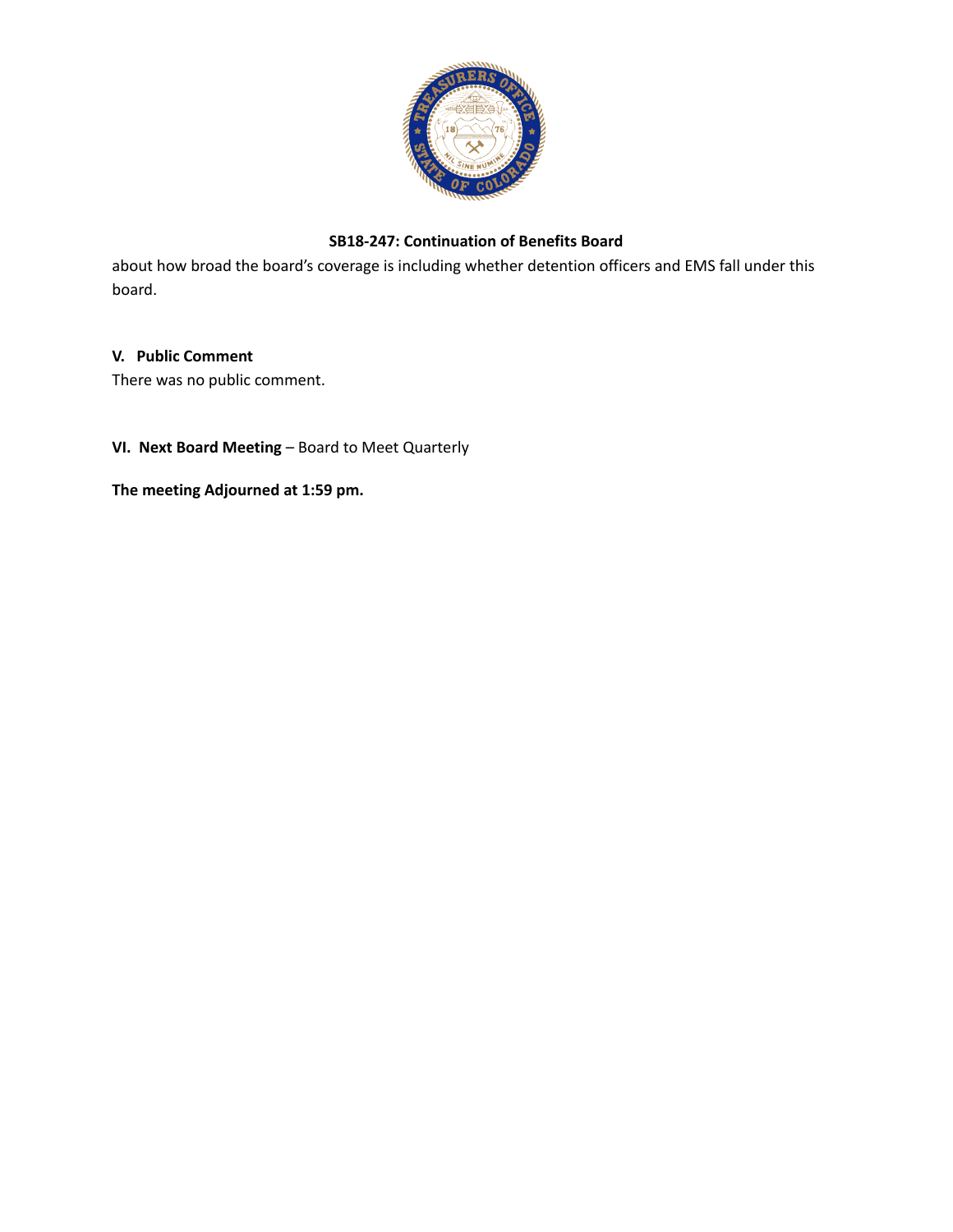about how broad the board's coverage is including whether detention officers and EMS fall under this board.

## V. Public Comment

There was no public comment.

## VI. Next Board Meeting – Board to Meet Quarterly

**The meeting Adjourned at 1:59 pm.**